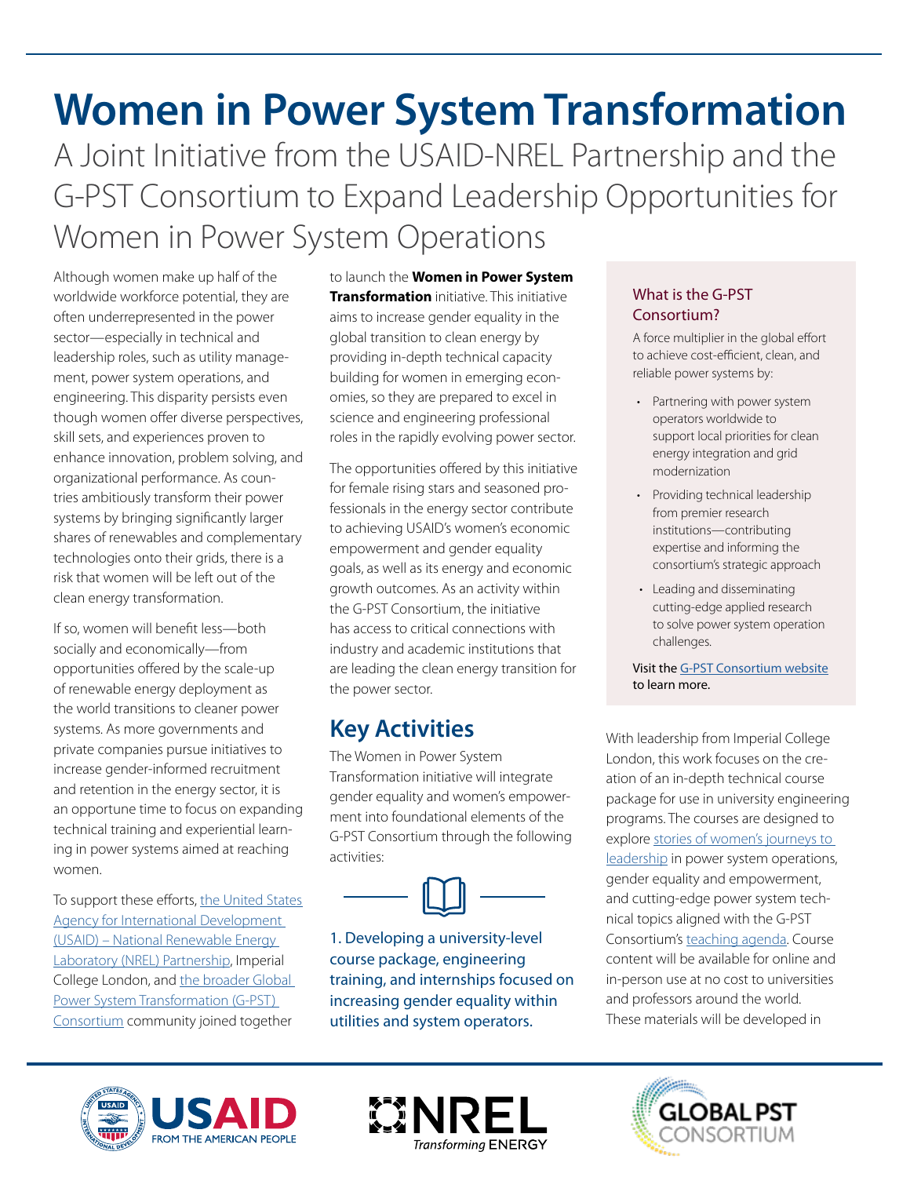# Women in Power System Transformation

A Joint Initiative from the USAID-NREL Partnership and the G-PST Consortium to Expand Leadership Opportunities for Women in Power System Operations

Although women make up half of the worldwide workforce potential, they are often underrepresented in the power sector—especially in technical and leadership roles, such as utility management, power system operations, and engineering. This disparity persists even though women offer diverse perspectives, skill sets, and experiences proven to enhance innovation, problem solving, and organizational performance. As countries ambitiously transform their power systems by bringing significantly larger shares of renewables and complementary technologies onto their grids, there is a risk that women will be left out of the clean energy transformation.

If so, women will benefit less—both socially and economically—from opportunities offered by the scale-up of renewable energy deployment as the world transitions to cleaner power systems. As more governments and private companies pursue initiatives to increase gender-informed recruitment and retention in the energy sector, it is an opportune time to focus on expanding technical training and experiential learning in power systems aimed at reaching women.

To support these efforts, the United States Agency for International Development (USAID) – National Renewable Energy Laboratory (NREL) Partnership, Imperial College London, and the broader Global Power System Transformation (G-PST) Consortium community joined together to launch the **Women in Power System Transformation** initiative. This initiative aims to increase gender equality in the global transition to clean energy by providing in-depth technical capacity building for women in emerging economies, so they are prepared to excel in science and engineering professional roles in the rapidly evolving power sector.

The opportunities offered by this initiative for female rising stars and seasoned professionals in the energy sector contribute to achieving USAID's women's economic empowerment and gender equality goals, as well as its energy and economic growth outcomes. As an activity within the G-PST Consortium, the initiative has access to critical connections with industry and academic institutions that are leading the clean energy transition for the power sector.

## Key Activities

The Women in Power System Transformation initiative will integrate gender equality and women's empowerment into foundational elements of the G-PST Consortium through the following activities:

### 1. Developing a university-level course package, engineering training, and internships focused on increasing gender equality within utilities and system operators.

With leadership from Imperial College London, this work focuses on the creation of an in-depth technical course package for use in university engineering programs. The courses are designed to explore stories of women's journeys to leadership in power system operations, gender equality and empowerment, and cutting-edge power system technical topics aligned with the G-PST Consortium's teaching agenda. Course content will be available for online and in-person use at no cost to universities and professors around the world. These materials will be developed in

> **What is the G-PST Consortium?**
>
> A force multiplier in the global effort to achieve cost-efficient, clean, and reliable power systems by:
>
> - Partnering with power system operators worldwide to support local priorities for clean energy integration and grid modernization
> - Providing technical leadership from premier research institutions—contributing expertise and informing the consortium's strategic approach
> - Leading and disseminating cutting-edge applied research to solve power system operation challenges.
>
> Visit the G-PST Consortium website to learn more.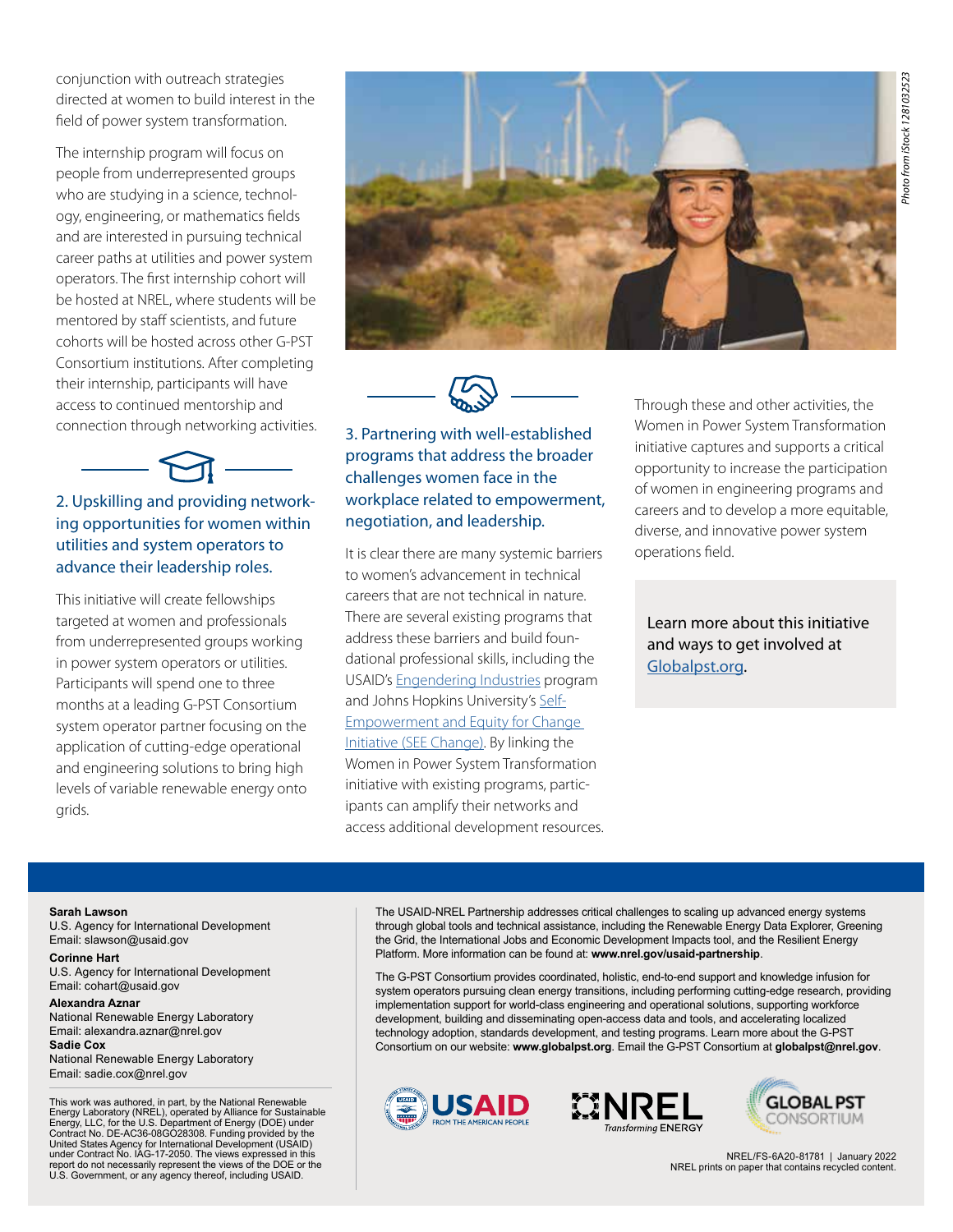conjunction with outreach strategies directed at women to build interest in the field of power system transformation.

The internship program will focus on people from underrepresented groups who are studying in a science, technology, engineering, or mathematics fields and are interested in pursuing technical career paths at utilities and power system operators. The first internship cohort will be hosted at NREL, where students will be mentored by staff scientists, and future cohorts will be hosted across other G-PST Consortium institutions. After completing their internship, participants will have access to continued mentorship and connection through networking activities.

### 2. Upskilling and providing networking opportunities for women within utilities and system operators to advance their leadership roles.

This initiative will create fellowships targeted at women and professionals from underrepresented groups working in power system operators or utilities. Participants will spend one to three months at a leading G-PST Consortium system operator partner focusing on the application of cutting-edge operational and engineering solutions to bring high levels of variable renewable energy onto grids.

*Photo from iStock 1281032523*

### 3. Partnering with well-established programs that address the broader challenges women face in the workplace related to empowerment, negotiation, and leadership.

It is clear there are many systemic barriers to women's advancement in technical careers that are not technical in nature. There are several existing programs that address these barriers and build foundational professional skills, including the USAID's Engendering Industries program and Johns Hopkins University's Self-Empowerment and Equity for Change Initiative (SEE Change). By linking the Women in Power System Transformation initiative with existing programs, participants can amplify their networks and access additional development resources.

Through these and other activities, the Women in Power System Transformation initiative captures and supports a critical opportunity to increase the participation of women in engineering programs and careers and to develop a more equitable, diverse, and innovative power system operations field.

Learn more about this initiative and ways to get involved at Globalpst.org.

**Sarah Lawson**
U.S. Agency for International Development
Email: slawson@usaid.gov

**Corinne Hart**
U.S. Agency for International Development
Email: cohart@usaid.gov

**Alexandra Aznar**
National Renewable Energy Laboratory
Email: alexandra.aznar@nrel.gov

**Sadie Cox**
National Renewable Energy Laboratory
Email: sadie.cox@nrel.gov

This work was authored, in part, by the National Renewable Energy Laboratory (NREL), operated by Alliance for Sustainable Energy, LLC, for the U.S. Department of Energy (DOE) under Contract No. DE-AC36-08GO28308. Funding provided by the United States Agency for International Development (USAID) under Contract No. IAG-17-2050. The views expressed in this report do not necessarily represent the views of the DOE or the U.S. Government, or any agency thereof, including USAID.

The USAID-NREL Partnership addresses critical challenges to scaling up advanced energy systems through global tools and technical assistance, including the Renewable Energy Data Explorer, Greening the Grid, the International Jobs and Economic Development Impacts tool, and the Resilient Energy Platform. More information can be found at: **www.nrel.gov/usaid-partnership**.

The G-PST Consortium provides coordinated, holistic, end-to-end support and knowledge infusion for system operators pursuing clean energy transitions, including performing cutting-edge research, providing implementation support for world-class engineering and operational solutions, supporting workforce development, building and disseminating open-access data and tools, and accelerating localized technology adoption, standards development, and testing programs. Learn more about the G-PST Consortium on our website: **www.globalpst.org**. Email the G-PST Consortium at **globalpst@nrel.gov**.

USAID FROM THE AMERICAN PEOPLE | NREL Transforming ENERGY | GLOBAL PST CONSORTIUM

NREL/FS-6A20-81781 | January 2022
NREL prints on paper that contains recycled content.